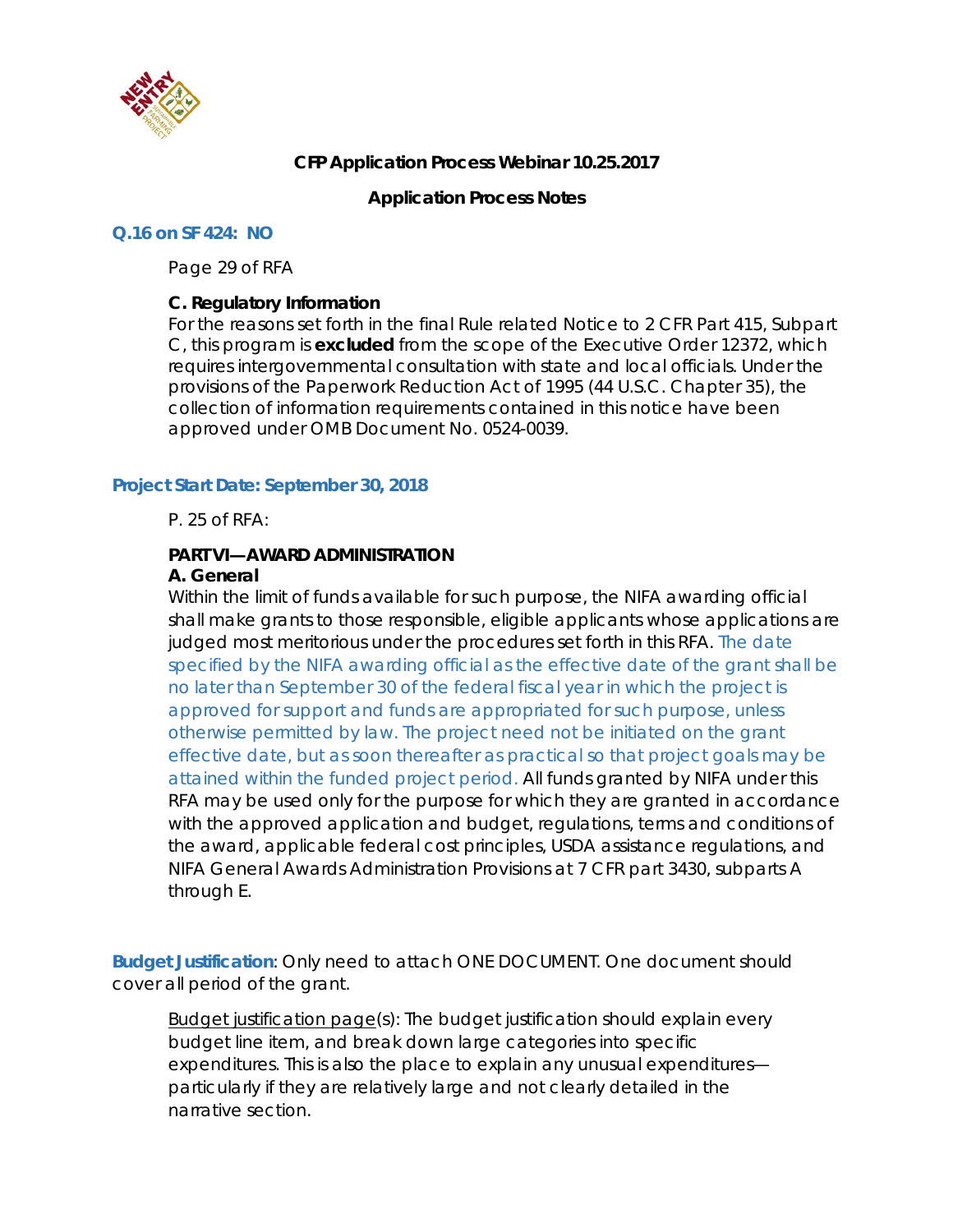**CFP Application Process Webinar 10.25.2017**

**Application Process Notes**

**Q.16 on SF 424: NO**

Page 29 of RFA

**C. Regulatory Information**
For the reasons set forth in the final Rule related Notice to 2 CFR Part 415, Subpart C, this program is **excluded** from the scope of the Executive Order 12372, which requires intergovernmental consultation with state and local officials. Under the provisions of the Paperwork Reduction Act of 1995 (44 U.S.C. Chapter 35), the collection of information requirements contained in this notice have been approved under OMB Document No. 0524-0039.

**Project Start Date: September 30, 2018**

P. 25 of RFA:

**PART VI—AWARD ADMINISTRATION**
**A. General**
Within the limit of funds available for such purpose, the NIFA awarding official shall make grants to those responsible, eligible applicants whose applications are judged most meritorious under the procedures set forth in this RFA. The date specified by the NIFA awarding official as the effective date of the grant shall be no later than September 30 of the federal fiscal year in which the project is approved for support and funds are appropriated for such purpose, unless otherwise permitted by law. The project need not be initiated on the grant effective date, but as soon thereafter as practical so that project goals may be attained within the funded project period. All funds granted by NIFA under this RFA may be used only for the purpose for which they are granted in accordance with the approved application and budget, regulations, terms and conditions of the award, applicable federal cost principles, USDA assistance regulations, and NIFA General Awards Administration Provisions at 7 CFR part 3430, subparts A through E.

**Budget Justification**: Only need to attach ONE DOCUMENT. One document should cover all period of the grant.

Budget justification page(s): The budget justification should explain every budget line item, and break down large categories into specific expenditures. This is also the place to explain any unusual expenditures—particularly if they are relatively large and not clearly detailed in the narrative section.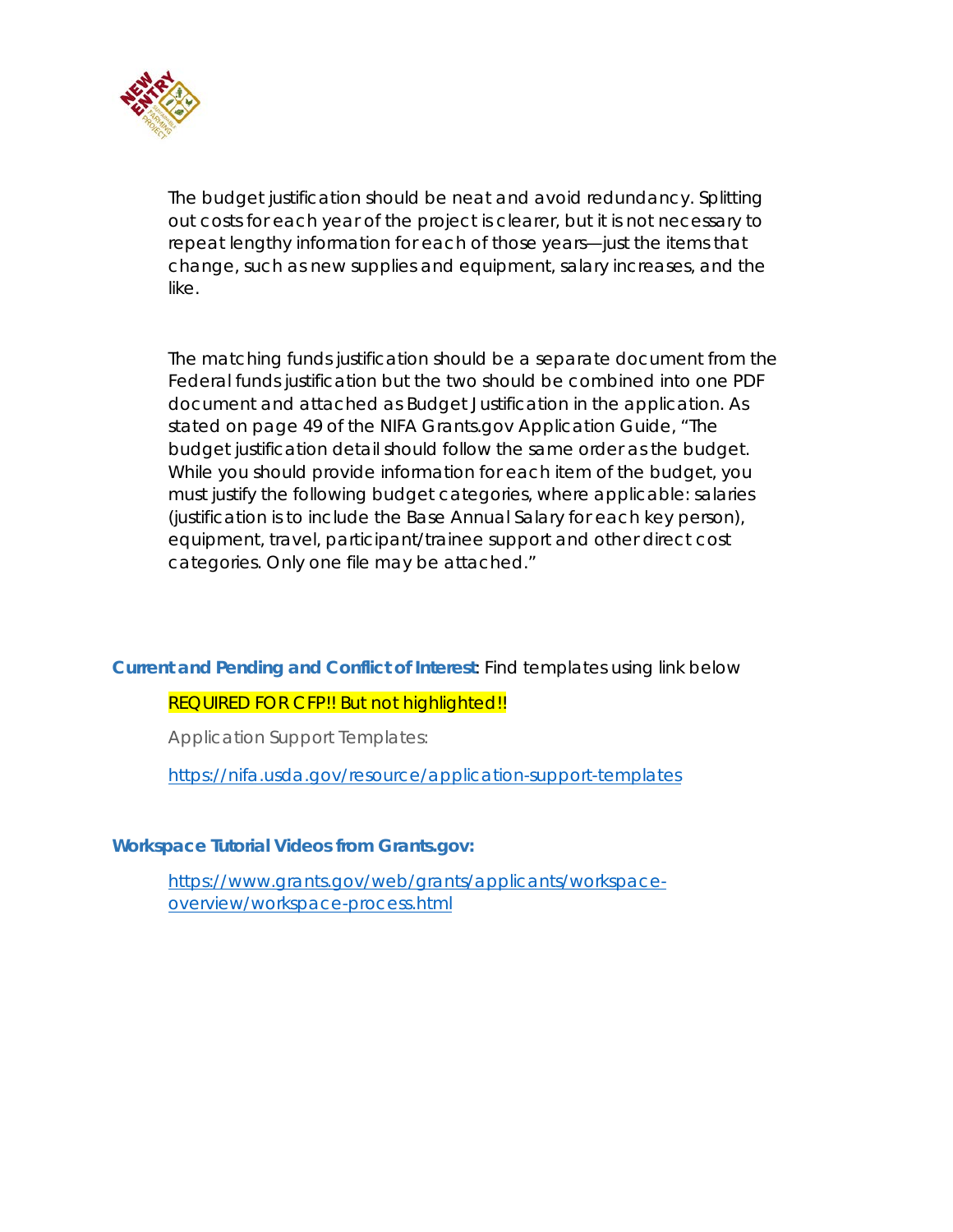The budget justification should be neat and avoid redundancy. Splitting out costs for each year of the project is clearer, but it is not necessary to repeat lengthy information for each of those years—just the items that change, such as new supplies and equipment, salary increases, and the like.

The matching funds justification should be a separate document from the Federal funds justification but the two should be combined into one PDF document and attached as Budget Justification in the application. As stated on page 49 of the NIFA Grants.gov Application Guide, "The budget justification detail should follow the same order as the budget. While you should provide information for each item of the budget, you must justify the following budget categories, where applicable: salaries (justification is to include the Base Annual Salary for each key person), equipment, travel, participant/trainee support and other direct cost categories. Only one file may be attached."

**Current and Pending and Conflict of Interest**: Find templates using link below

REQUIRED FOR CFP!! But not highlighted!!

Application Support Templates:

https://nifa.usda.gov/resource/application-support-templates

**Workspace Tutorial Videos from Grants.gov:**

https://www.grants.gov/web/grants/applicants/workspace-overview/workspace-process.html